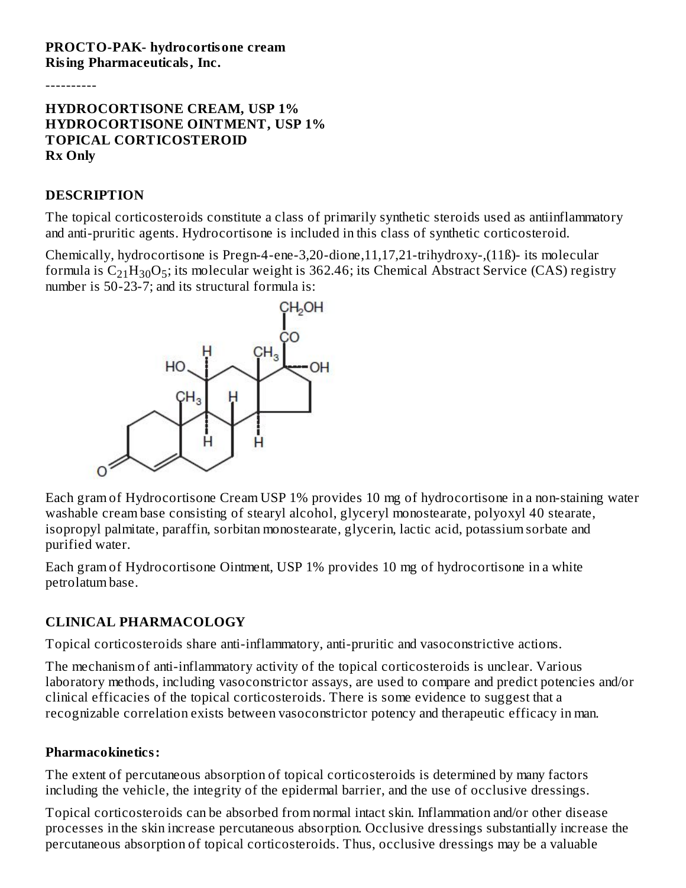**PROCTO-PAK- hydrocortisone cream**
**Rising Pharmaceuticals, Inc.**

----------

**HYDROCORTISONE CREAM, USP 1%**
**HYDROCORTISONE OINTMENT, USP 1%**
**TOPICAL CORTICOSTEROID**
**Rx Only**

## DESCRIPTION

The topical corticosteroids constitute a class of primarily synthetic steroids used as antiinflammatory and anti-pruritic agents. Hydrocortisone is included in this class of synthetic corticosteroid.

Chemically, hydrocortisone is Pregn-4-ene-3,20-dione,11,17,21-trihydroxy-,(11ß)- its molecular formula is $C_{21}H_{30}O_5$; its molecular weight is 362.46; its Chemical Abstract Service (CAS) registry number is 50-23-7; and its structural formula is:

Each gram of Hydrocortisone Cream USP 1% provides 10 mg of hydrocortisone in a non-staining water washable cream base consisting of stearyl alcohol, glyceryl monostearate, polyoxyl 40 stearate, isopropyl palmitate, paraffin, sorbitan monostearate, glycerin, lactic acid, potassium sorbate and purified water.

Each gram of Hydrocortisone Ointment, USP 1% provides 10 mg of hydrocortisone in a white petrolatum base.

## CLINICAL PHARMACOLOGY

Topical corticosteroids share anti-inflammatory, anti-pruritic and vasoconstrictive actions.

The mechanism of anti-inflammatory activity of the topical corticosteroids is unclear. Various laboratory methods, including vasoconstrictor assays, are used to compare and predict potencies and/or clinical efficacies of the topical corticosteroids. There is some evidence to suggest that a recognizable correlation exists between vasoconstrictor potency and therapeutic efficacy in man.

### Pharmacokinetics:

The extent of percutaneous absorption of topical corticosteroids is determined by many factors including the vehicle, the integrity of the epidermal barrier, and the use of occlusive dressings.

Topical corticosteroids can be absorbed from normal intact skin. Inflammation and/or other disease processes in the skin increase percutaneous absorption. Occlusive dressings substantially increase the percutaneous absorption of topical corticosteroids. Thus, occlusive dressings may be a valuable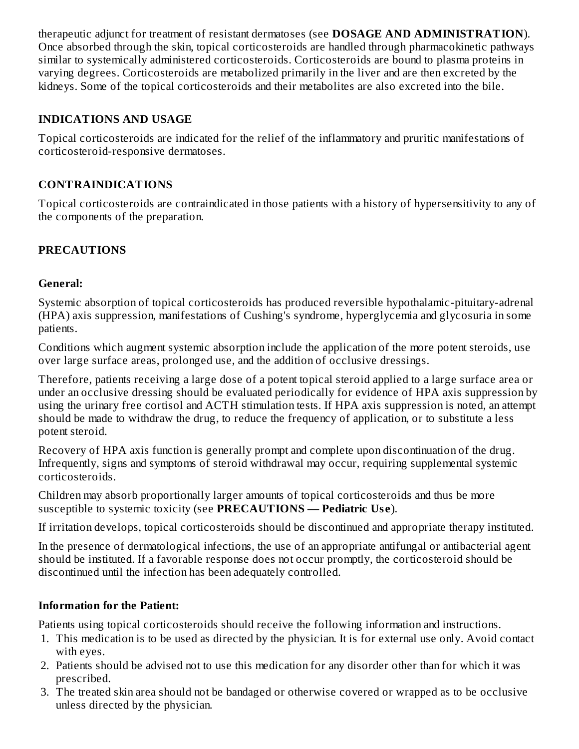therapeutic adjunct for treatment of resistant dermatoses (see **DOSAGE AND ADMINISTRATION**). Once absorbed through the skin, topical corticosteroids are handled through pharmacokinetic pathways similar to systemically administered corticosteroids. Corticosteroids are bound to plasma proteins in varying degrees. Corticosteroids are metabolized primarily in the liver and are then excreted by the kidneys. Some of the topical corticosteroids and their metabolites are also excreted into the bile.

## INDICATIONS AND USAGE

Topical corticosteroids are indicated for the relief of the inflammatory and pruritic manifestations of corticosteroid-responsive dermatoses.

## CONTRAINDICATIONS

Topical corticosteroids are contraindicated in those patients with a history of hypersensitivity to any of the components of the preparation.

## PRECAUTIONS

### General:

Systemic absorption of topical corticosteroids has produced reversible hypothalamic-pituitary-adrenal (HPA) axis suppression, manifestations of Cushing's syndrome, hyperglycemia and glycosuria in some patients.

Conditions which augment systemic absorption include the application of the more potent steroids, use over large surface areas, prolonged use, and the addition of occlusive dressings.

Therefore, patients receiving a large dose of a potent topical steroid applied to a large surface area or under an occlusive dressing should be evaluated periodically for evidence of HPA axis suppression by using the urinary free cortisol and ACTH stimulation tests. If HPA axis suppression is noted, an attempt should be made to withdraw the drug, to reduce the frequency of application, or to substitute a less potent steroid.

Recovery of HPA axis function is generally prompt and complete upon discontinuation of the drug. Infrequently, signs and symptoms of steroid withdrawal may occur, requiring supplemental systemic corticosteroids.

Children may absorb proportionally larger amounts of topical corticosteroids and thus be more susceptible to systemic toxicity (see **PRECAUTIONS — Pediatric Use**).

If irritation develops, topical corticosteroids should be discontinued and appropriate therapy instituted.

In the presence of dermatological infections, the use of an appropriate antifungal or antibacterial agent should be instituted. If a favorable response does not occur promptly, the corticosteroid should be discontinued until the infection has been adequately controlled.

### Information for the Patient:

Patients using topical corticosteroids should receive the following information and instructions.

1. This medication is to be used as directed by the physician. It is for external use only. Avoid contact with eyes.
2. Patients should be advised not to use this medication for any disorder other than for which it was prescribed.
3. The treated skin area should not be bandaged or otherwise covered or wrapped as to be occlusive unless directed by the physician.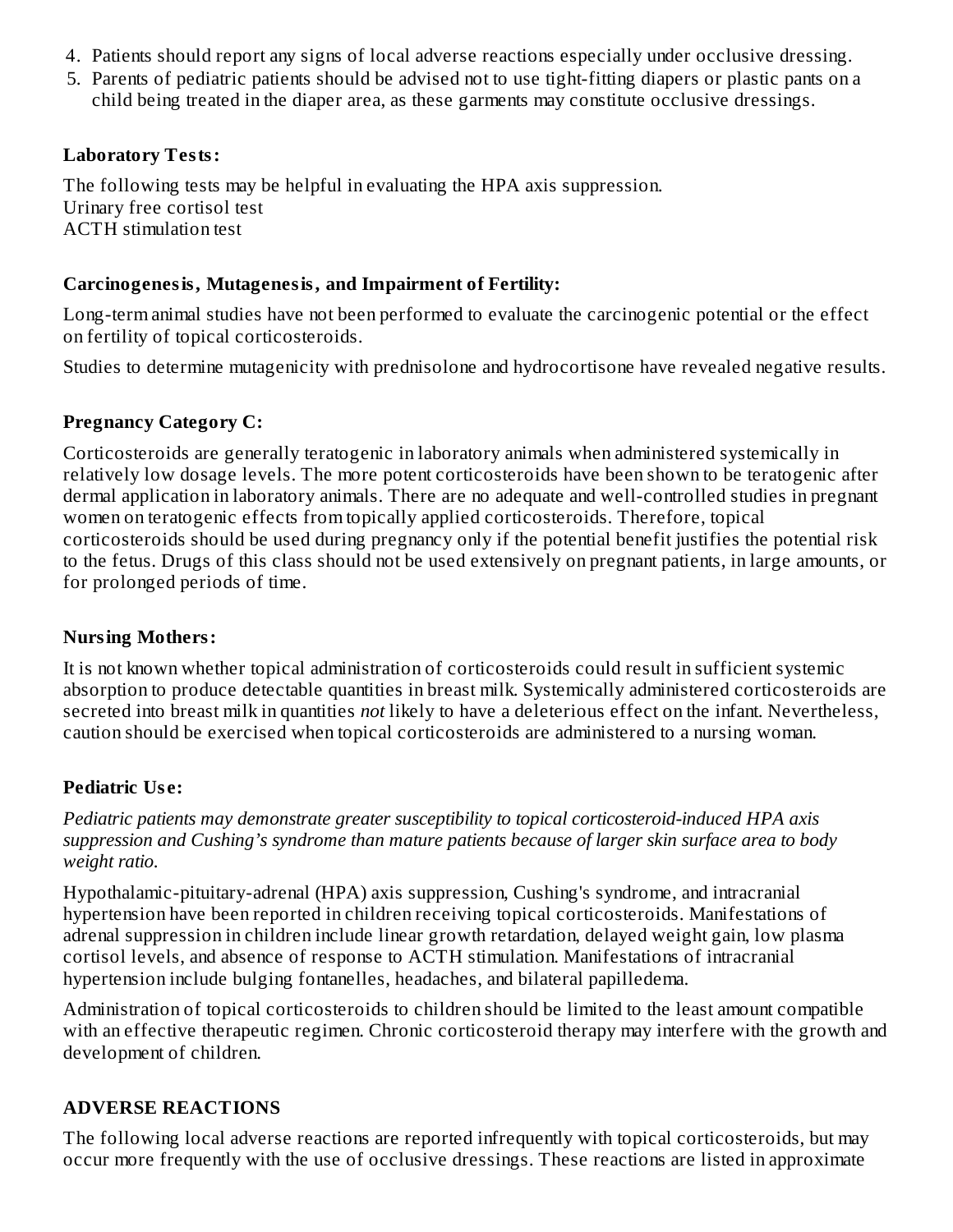4. Patients should report any signs of local adverse reactions especially under occlusive dressing.
5. Parents of pediatric patients should be advised not to use tight-fitting diapers or plastic pants on a child being treated in the diaper area, as these garments may constitute occlusive dressings.

**Laboratory Tests:**

The following tests may be helpful in evaluating the HPA axis suppression.
Urinary free cortisol test
ACTH stimulation test

**Carcinogenesis, Mutagenesis, and Impairment of Fertility:**

Long-term animal studies have not been performed to evaluate the carcinogenic potential or the effect on fertility of topical corticosteroids.

Studies to determine mutagenicity with prednisolone and hydrocortisone have revealed negative results.

**Pregnancy Category C:**

Corticosteroids are generally teratogenic in laboratory animals when administered systemically in relatively low dosage levels. The more potent corticosteroids have been shown to be teratogenic after dermal application in laboratory animals. There are no adequate and well-controlled studies in pregnant women on teratogenic effects from topically applied corticosteroids. Therefore, topical corticosteroids should be used during pregnancy only if the potential benefit justifies the potential risk to the fetus. Drugs of this class should not be used extensively on pregnant patients, in large amounts, or for prolonged periods of time.

**Nursing Mothers:**

It is not known whether topical administration of corticosteroids could result in sufficient systemic absorption to produce detectable quantities in breast milk. Systemically administered corticosteroids are secreted into breast milk in quantities *not* likely to have a deleterious effect on the infant. Nevertheless, caution should be exercised when topical corticosteroids are administered to a nursing woman.

**Pediatric Use:**

*Pediatric patients may demonstrate greater susceptibility to topical corticosteroid-induced HPA axis suppression and Cushing's syndrome than mature patients because of larger skin surface area to body weight ratio.*

Hypothalamic-pituitary-adrenal (HPA) axis suppression, Cushing's syndrome, and intracranial hypertension have been reported in children receiving topical corticosteroids. Manifestations of adrenal suppression in children include linear growth retardation, delayed weight gain, low plasma cortisol levels, and absence of response to ACTH stimulation. Manifestations of intracranial hypertension include bulging fontanelles, headaches, and bilateral papilledema.

Administration of topical corticosteroids to children should be limited to the least amount compatible with an effective therapeutic regimen. Chronic corticosteroid therapy may interfere with the growth and development of children.

## ADVERSE REACTIONS

The following local adverse reactions are reported infrequently with topical corticosteroids, but may occur more frequently with the use of occlusive dressings. These reactions are listed in approximate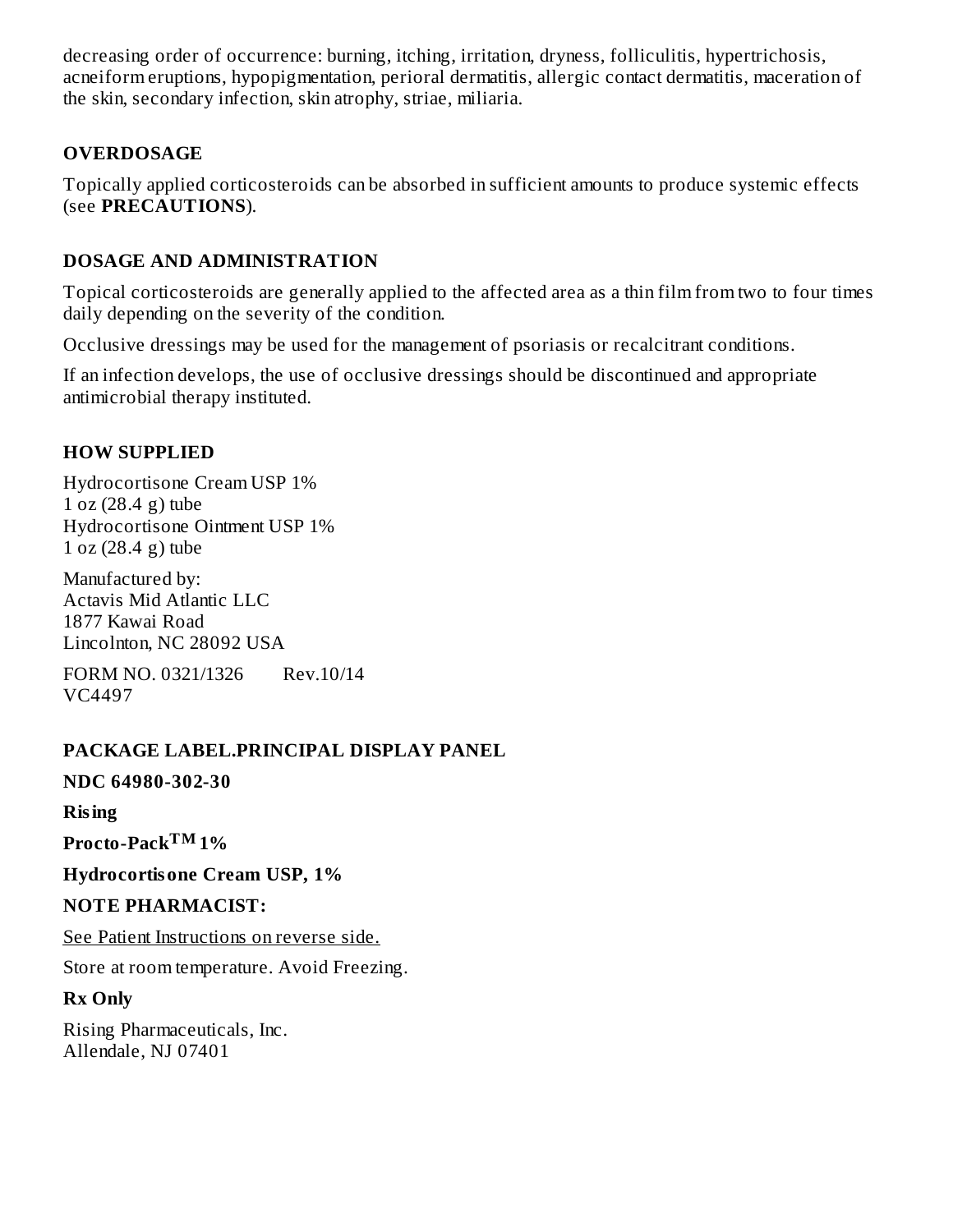decreasing order of occurrence: burning, itching, irritation, dryness, folliculitis, hypertrichosis, acneiform eruptions, hypopigmentation, perioral dermatitis, allergic contact dermatitis, maceration of the skin, secondary infection, skin atrophy, striae, miliaria.

## OVERDOSAGE

Topically applied corticosteroids can be absorbed in sufficient amounts to produce systemic effects (see **PRECAUTIONS**).

## DOSAGE AND ADMINISTRATION

Topical corticosteroids are generally applied to the affected area as a thin film from two to four times daily depending on the severity of the condition.

Occlusive dressings may be used for the management of psoriasis or recalcitrant conditions.

If an infection develops, the use of occlusive dressings should be discontinued and appropriate antimicrobial therapy instituted.

## HOW SUPPLIED

Hydrocortisone Cream USP 1%
1 oz (28.4 g) tube
Hydrocortisone Ointment USP 1%
1 oz (28.4 g) tube

Manufactured by:
Actavis Mid Atlantic LLC
1877 Kawai Road
Lincolnton, NC 28092 USA

FORM NO. 0321/1326 Rev.10/14
VC4497

## PACKAGE LABEL.PRINCIPAL DISPLAY PANEL

**NDC 64980-302-30**

**Rising**

**Procto-Pack™ 1%**

**Hydrocortisone Cream USP, 1%**

**NOTE PHARMACIST:**

See Patient Instructions on reverse side.

Store at room temperature. Avoid Freezing.

**Rx Only**

Rising Pharmaceuticals, Inc.
Allendale, NJ 07401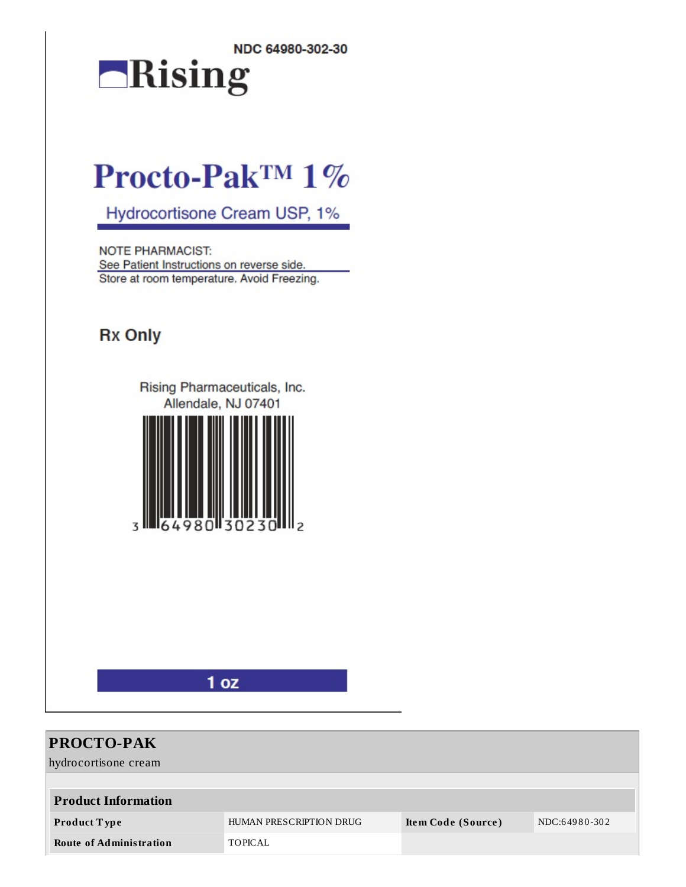NDC 64980-302-30

**Rising**

# Procto-Pak™ 1%

Hydrocortisone Cream USP, 1%

NOTE PHARMACIST:
See Patient Instructions on reverse side.
Store at room temperature. Avoid Freezing.

**Rx Only**

Rising Pharmaceuticals, Inc.
Allendale, NJ 07401

3 64980 30230 2

**1 oz**

## PROCTO-PAK

hydrocortisone cream

| Product Information | | | |
|---|---|---|---|
| **Product Type** | HUMAN PRESCRIPTION DRUG | **Item Code (Source)** | NDC:64980-302 |
| **Route of Administration** | TOPICAL | | |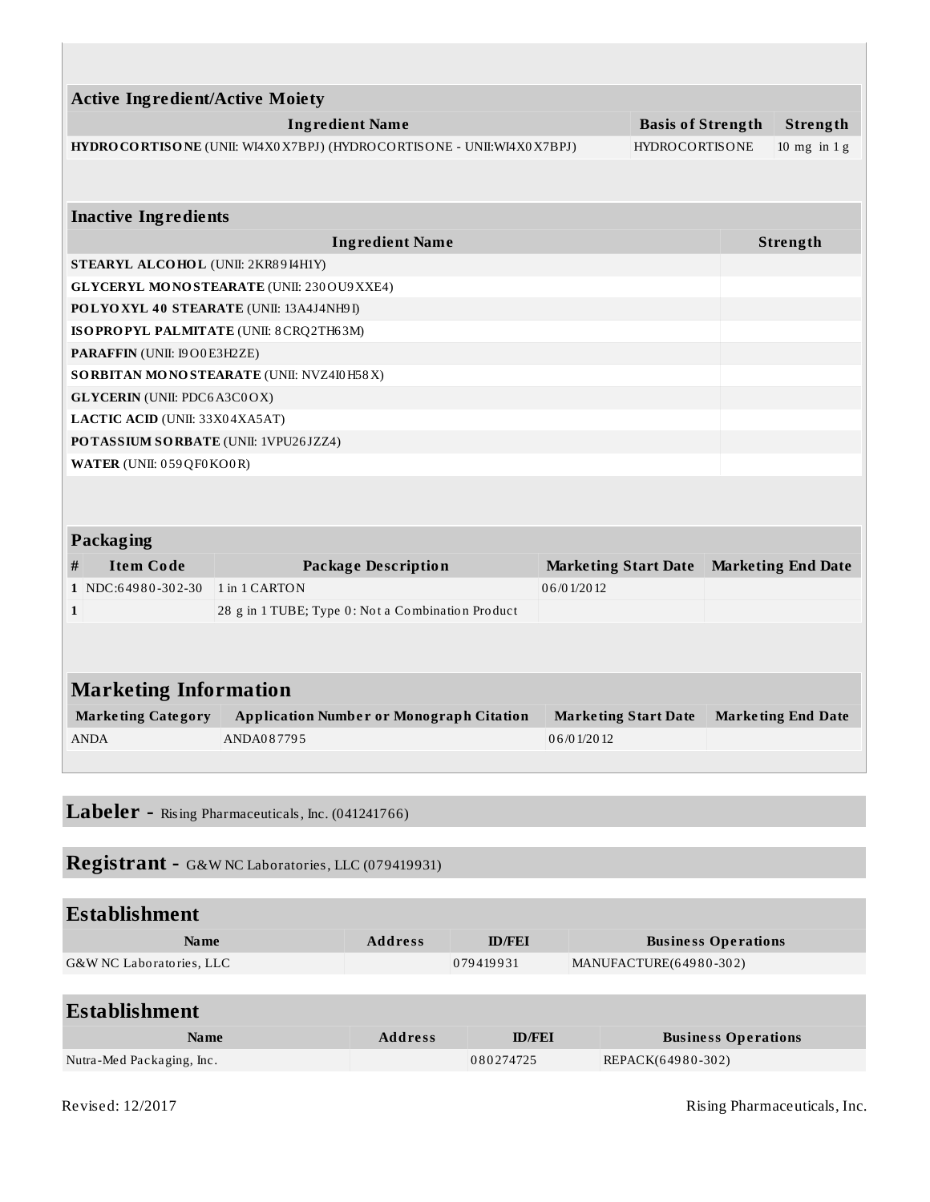### Active Ingredient/Active Moiety

| Ingredient Name | Basis of Strength | Strength |
|---|---|---|
| **HYDROCORTISONE** (UNII: WI4X0X7BPJ) (HYDROCORTISONE - UNII:WI4X0X7BPJ) | HYDROCORTISONE | 10 mg in 1 g |

### Inactive Ingredients

| Ingredient Name | Strength |
|---|---|
| **STEARYL ALCOHOL** (UNII: 2KR89I4H1Y) | |
| **GLYCERYL MONOSTEARATE** (UNII: 230OU9XXE4) | |
| **POLYOXYL 40 STEARATE** (UNII: 13A4J4NH9I) | |
| **ISOPROPYL PALMITATE** (UNII: 8CRQ2TH63M) | |
| **PARAFFIN** (UNII: I9O0E3H2ZE) | |
| **SORBITAN MONOSTEARATE** (UNII: NVZ4I0H58X) | |
| **GLYCERIN** (UNII: PDC6A3C0OX) | |
| **LACTIC ACID** (UNII: 33X04XA5AT) | |
| **POTASSIUM SORBATE** (UNII: 1VPU26JZZ4) | |
| **WATER** (UNII: 059QF0KO0R) | |

### Packaging

| # | Item Code | Package Description | Marketing Start Date | Marketing End Date |
|---|---|---|---|---|
| 1 | NDC:64980-302-30 | 1 in 1 CARTON | 06/01/2012 | |
| 1 | | 28 g in 1 TUBE; Type 0: Not a Combination Product | | |

### Marketing Information

| Marketing Category | Application Number or Monograph Citation | Marketing Start Date | Marketing End Date |
|---|---|---|---|
| ANDA | ANDA087795 | 06/01/2012 | |

## Labeler - Rising Pharmaceuticals, Inc. (041241766)

## Registrant - G&W NC Laboratories, LLC (079419931)

## Establishment

| Name | Address | ID/FEI | Business Operations |
|---|---|---|---|
| G&W NC Laboratories, LLC | | 079419931 | MANUFACTURE(64980-302) |

## Establishment

| Name | Address | ID/FEI | Business Operations |
|---|---|---|---|
| Nutra-Med Packaging, Inc. | | 080274725 | REPACK(64980-302) |

Revised: 12/2017

Rising Pharmaceuticals, Inc.